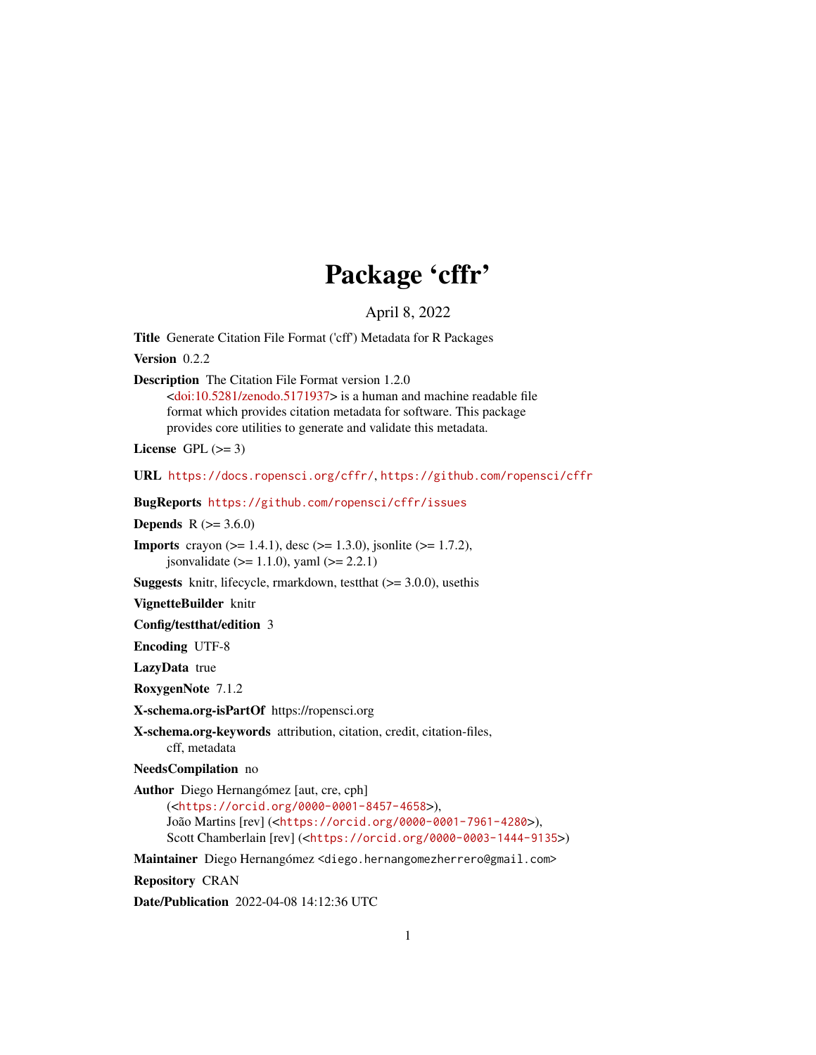# Package 'cffr'

April 8, 2022

**Title** Generate Citation File Format ('cff') Metadata for R Packages

**Version** 0.2.2

**Description** The Citation File Format version 1.2.0 <doi:10.5281/zenodo.5171937> is a human and machine readable file format which provides citation metadata for software. This package provides core utilities to generate and validate this metadata.

**License** GPL (>= 3)

**URL** https://docs.ropensci.org/cffr/, https://github.com/ropensci/cffr

**BugReports** https://github.com/ropensci/cffr/issues

**Depends** R (>= 3.6.0)

**Imports** crayon (>= 1.4.1), desc (>= 1.3.0), jsonlite (>= 1.7.2), jsonvalidate (>= 1.1.0), yaml (>= 2.2.1)

**Suggests** knitr, lifecycle, rmarkdown, testthat (>= 3.0.0), usethis

**VignetteBuilder** knitr

**Config/testthat/edition** 3

**Encoding** UTF-8

**LazyData** true

**RoxygenNote** 7.1.2

**X-schema.org-isPartOf** https://ropensci.org

**X-schema.org-keywords** attribution, citation, credit, citation-files, cff, metadata

**NeedsCompilation** no

**Author** Diego Hernangómez [aut, cre, cph] (<https://orcid.org/0000-0001-8457-4658>), João Martins [rev] (<https://orcid.org/0000-0001-7961-4280>), Scott Chamberlain [rev] (<https://orcid.org/0000-0003-1444-9135>)

**Maintainer** Diego Hernangómez <diego.hernangomezherrero@gmail.com>

**Repository** CRAN

**Date/Publication** 2022-04-08 14:12:36 UTC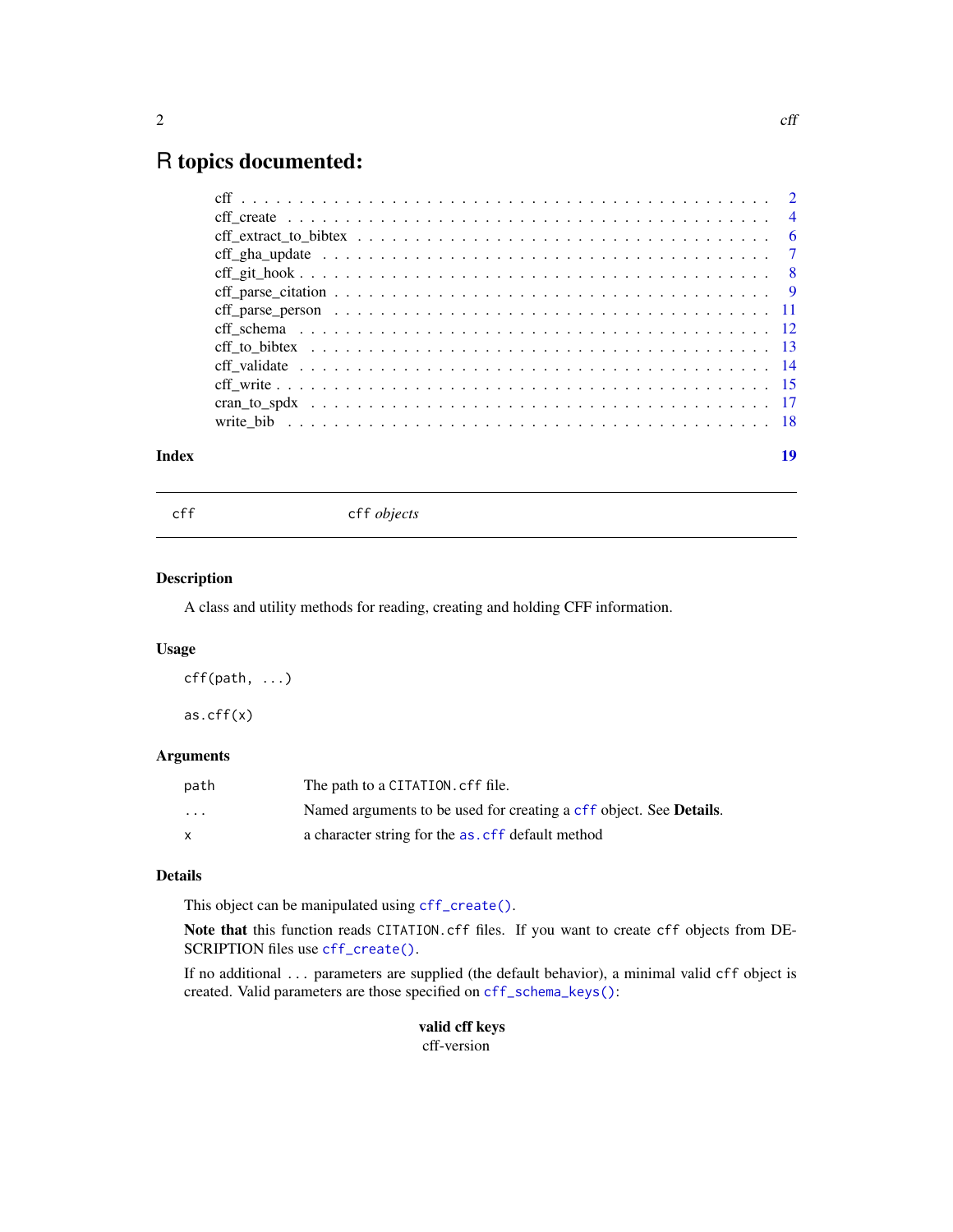# R topics documented:

| | |
|---|---|
| cff | 2 |
| cff_create | 4 |
| cff_extract_to_bibtex | 6 |
| cff_gha_update | 7 |
| cff_git_hook | 8 |
| cff_parse_citation | 9 |
| cff_parse_person | 11 |
| cff_schema | 12 |
| cff_to_bibtex | 13 |
| cff_validate | 14 |
| cff_write | 15 |
| cran_to_spdx | 17 |
| write_bib | 18 |

**Index** 19

---

## cff — `cff` *objects*

### Description

A class and utility methods for reading, creating and holding CFF information.

### Usage

```
cff(path, ...)

as.cff(x)
```

### Arguments

| | |
|---|---|
| `path` | The path to a `CITATION.cff` file. |
| `...` | Named arguments to be used for creating a `cff` object. See **Details**. |
| `x` | a character string for the `as.cff` default method |

### Details

This object can be manipulated using `cff_create()`.

**Note that** this function reads `CITATION.cff` files. If you want to create `cff` objects from DESCRIPTION files use `cff_create()`.

If no additional `...` parameters are supplied (the default behavior), a minimal valid `cff` object is created. Valid parameters are those specified on `cff_schema_keys()`:

**valid cff keys**

cff-version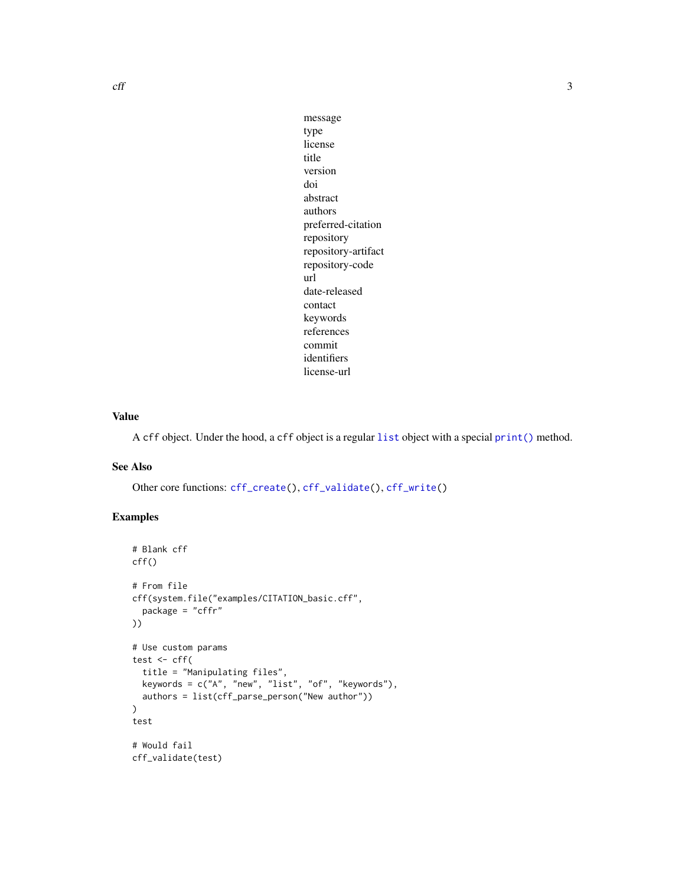message
type
license
title
version
doi
abstract
authors
preferred-citation
repository
repository-artifact
repository-code
url
date-released
contact
keywords
references
commit
identifiers
license-url

### Value

A `cff` object. Under the hood, a `cff` object is a regular `list` object with a special `print()` method.

### See Also

Other core functions: `cff_create()`, `cff_validate()`, `cff_write()`

### Examples

```
# Blank cff
cff()

# From file
cff(system.file("examples/CITATION_basic.cff",
  package = "cffr"
))

# Use custom params
test <- cff(
  title = "Manipulating files",
  keywords = c("A", "new", "list", "of", "keywords"),
  authors = list(cff_parse_person("New author"))
)
test

# Would fail
cff_validate(test)
```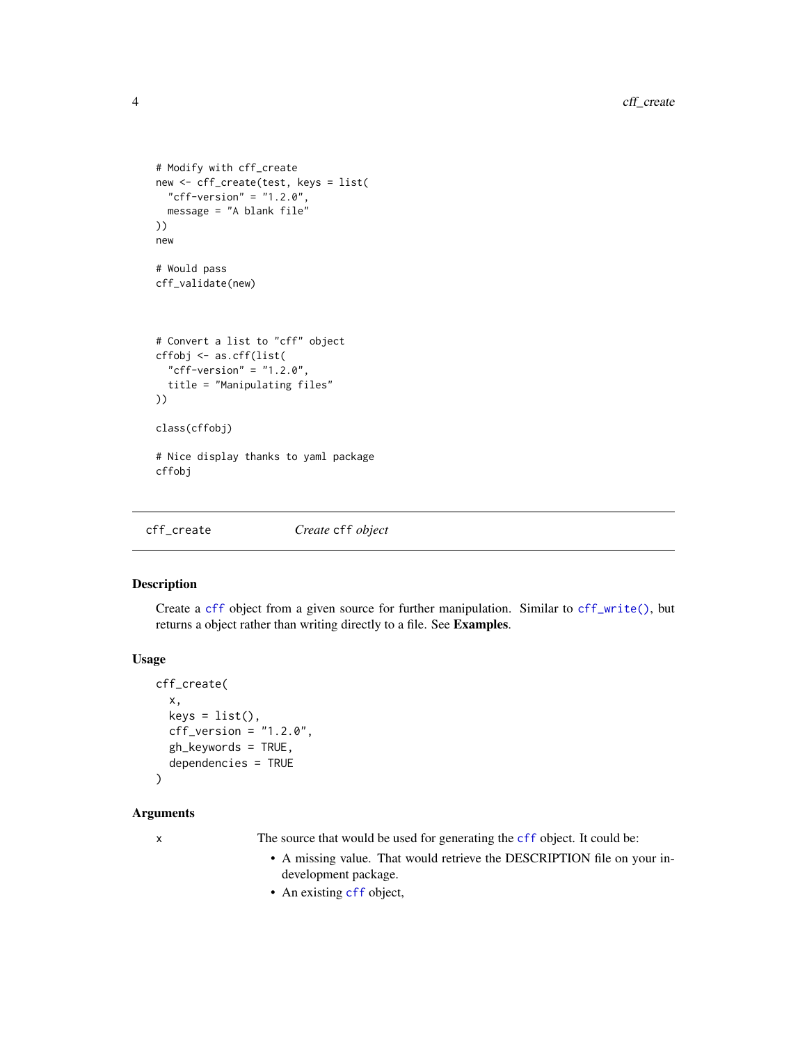```
# Modify with cff_create
new <- cff_create(test, keys = list(
  "cff-version" = "1.2.0",
  message = "A blank file"
))
new

# Would pass
cff_validate(new)



# Convert a list to "cff" object
cffobj <- as.cff(list(
  "cff-version" = "1.2.0",
  title = "Manipulating files"
))

class(cffobj)

# Nice display thanks to yaml package
cffobj
```

---

`cff_create` *Create* `cff` *object*

---

## Description

Create a `cff` object from a given source for further manipulation. Similar to `cff_write()`, but returns a object rather than writing directly to a file. See **Examples**.

## Usage

```
cff_create(
  x,
  keys = list(),
  cff_version = "1.2.0",
  gh_keywords = TRUE,
  dependencies = TRUE
)
```

## Arguments

`x` The source that would be used for generating the `cff` object. It could be:

- A missing value. That would retrieve the DESCRIPTION file on your in-development package.
- An existing `cff` object,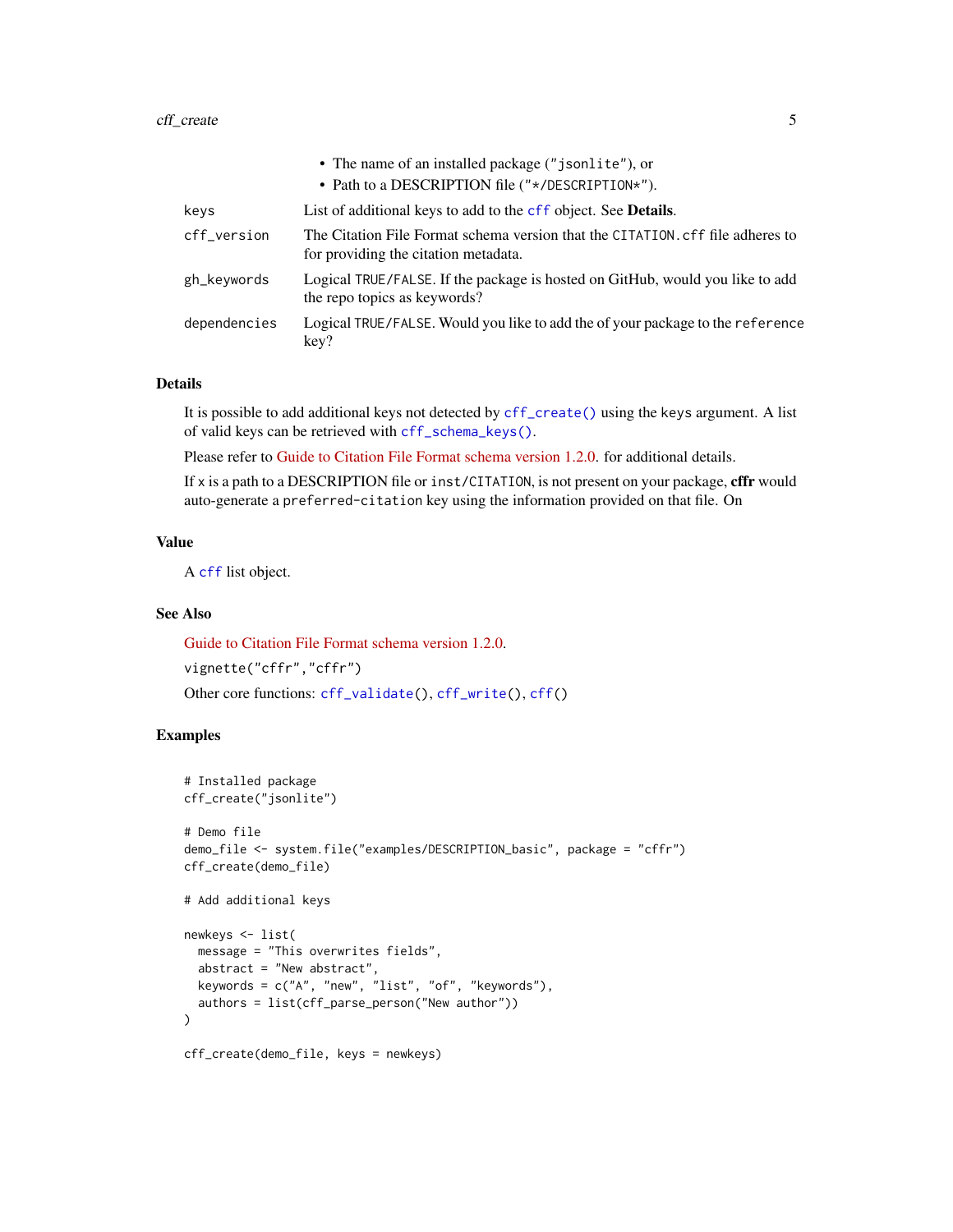- The name of an installed package ("jsonlite"), or
- Path to a DESCRIPTION file ("*/DESCRIPTION*").

| | |
|---|---|
| `keys` | List of additional keys to add to the `cff` object. See **Details**. |
| `cff_version` | The Citation File Format schema version that the `CITATION.cff` file adheres to for providing the citation metadata. |
| `gh_keywords` | Logical `TRUE/FALSE`. If the package is hosted on GitHub, would you like to add the repo topics as keywords? |
| `dependencies` | Logical `TRUE/FALSE`. Would you like to add the of your package to the `reference` key? |

### Details

It is possible to add additional keys not detected by `cff_create()` using the `keys` argument. A list of valid keys can be retrieved with `cff_schema_keys()`.

Please refer to Guide to Citation File Format schema version 1.2.0. for additional details.

If `x` is a path to a DESCRIPTION file or `inst/CITATION`, is not present on your package, **cffr** would auto-generate a `preferred-citation` key using the information provided on that file. On

### Value

A `cff` list object.

### See Also

Guide to Citation File Format schema version 1.2.0.

`vignette("cffr","cffr")`

Other core functions: `cff_validate()`, `cff_write()`, `cff()`

### Examples

```
# Installed package
cff_create("jsonlite")

# Demo file
demo_file <- system.file("examples/DESCRIPTION_basic", package = "cffr")
cff_create(demo_file)

# Add additional keys

newkeys <- list(
  message = "This overwrites fields",
  abstract = "New abstract",
  keywords = c("A", "new", "list", "of", "keywords"),
  authors = list(cff_parse_person("New author"))
)

cff_create(demo_file, keys = newkeys)
```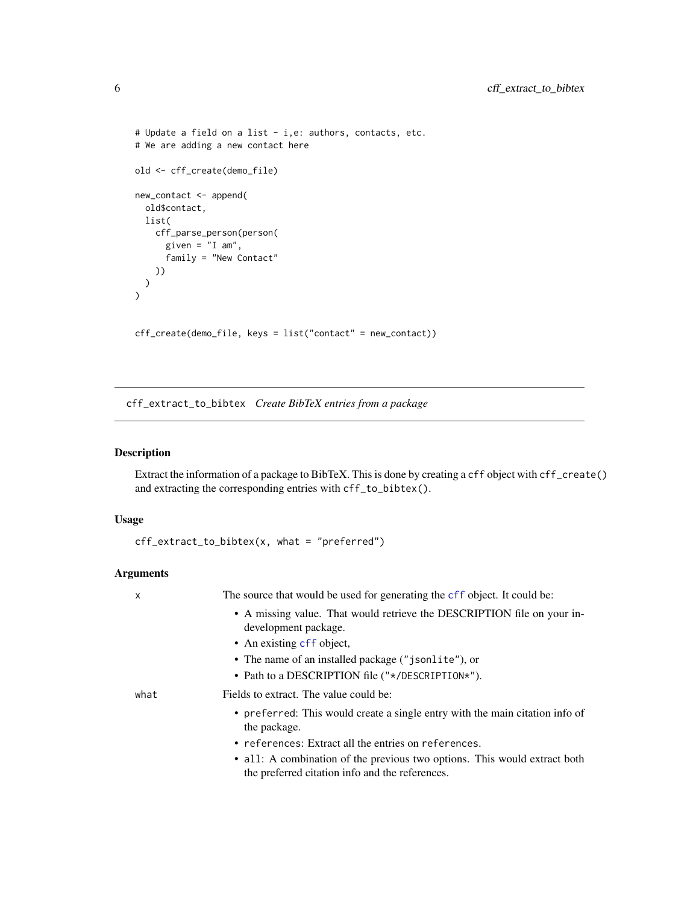```
# Update a field on a list - i,e: authors, contacts, etc.
# We are adding a new contact here

old <- cff_create(demo_file)

new_contact <- append(
  old$contact,
  list(
    cff_parse_person(person(
      given = "I am",
      family = "New Contact"
    ))
  )
)


cff_create(demo_file, keys = list("contact" = new_contact))
```

---

## cff_extract_to_bibtex *Create BibTeX entries from a package*

---

### Description

Extract the information of a package to BibTeX. This is done by creating a `cff` object with `cff_create()` and extracting the corresponding entries with `cff_to_bibtex()`.

### Usage

```
cff_extract_to_bibtex(x, what = "preferred")
```

### Arguments

| | |
|---|---|
| `x` | The source that would be used for generating the `cff` object. It could be:<br>• A missing value. That would retrieve the DESCRIPTION file on your in-development package.<br>• An existing `cff` object,<br>• The name of an installed package (`"jsonlite"`), or<br>• Path to a DESCRIPTION file (`"*/DESCRIPTION*"`). |
| `what` | Fields to extract. The value could be:<br>• `preferred`: This would create a single entry with the main citation info of the package.<br>• `references`: Extract all the entries on `references`.<br>• `all`: A combination of the previous two options. This would extract both the preferred citation info and the references. |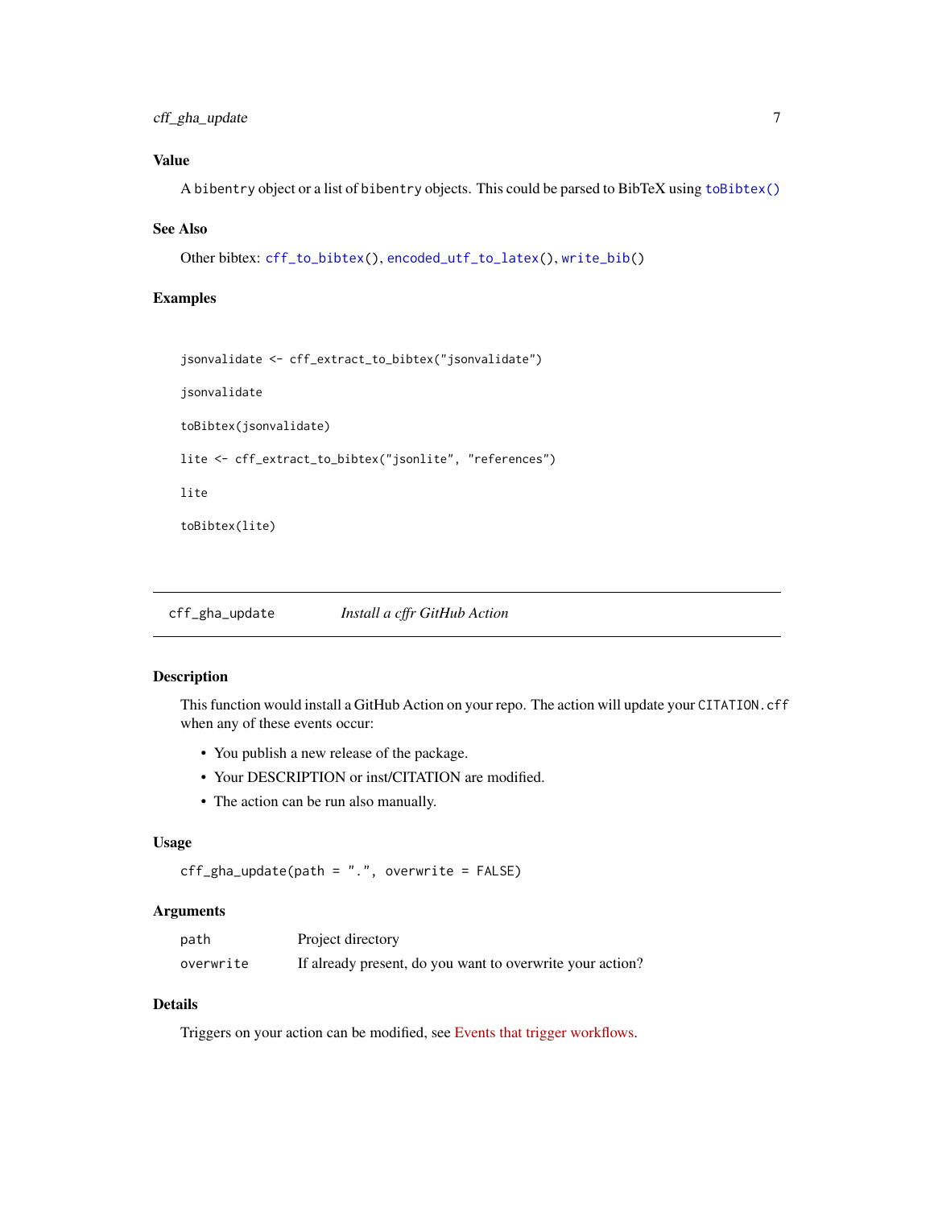### Value

A `bibentry` object or a list of `bibentry` objects. This could be parsed to BibTeX using `toBibtex()`

### See Also

Other bibtex: `cff_to_bibtex()`, `encoded_utf_to_latex()`, `write_bib()`

### Examples

```
jsonvalidate <- cff_extract_to_bibtex("jsonvalidate")

jsonvalidate

toBibtex(jsonvalidate)

lite <- cff_extract_to_bibtex("jsonlite", "references")

lite

toBibtex(lite)
```

---

## cff_gha_update — *Install a cffr GitHub Action*

### Description

This function would install a GitHub Action on your repo. The action will update your `CITATION.cff` when any of these events occur:

- You publish a new release of the package.
- Your DESCRIPTION or inst/CITATION are modified.
- The action can be run also manually.

### Usage

```
cff_gha_update(path = ".", overwrite = FALSE)
```

### Arguments

| | |
|---|---|
| `path` | Project directory |
| `overwrite` | If already present, do you want to overwrite your action? |

### Details

Triggers on your action can be modified, see Events that trigger workflows.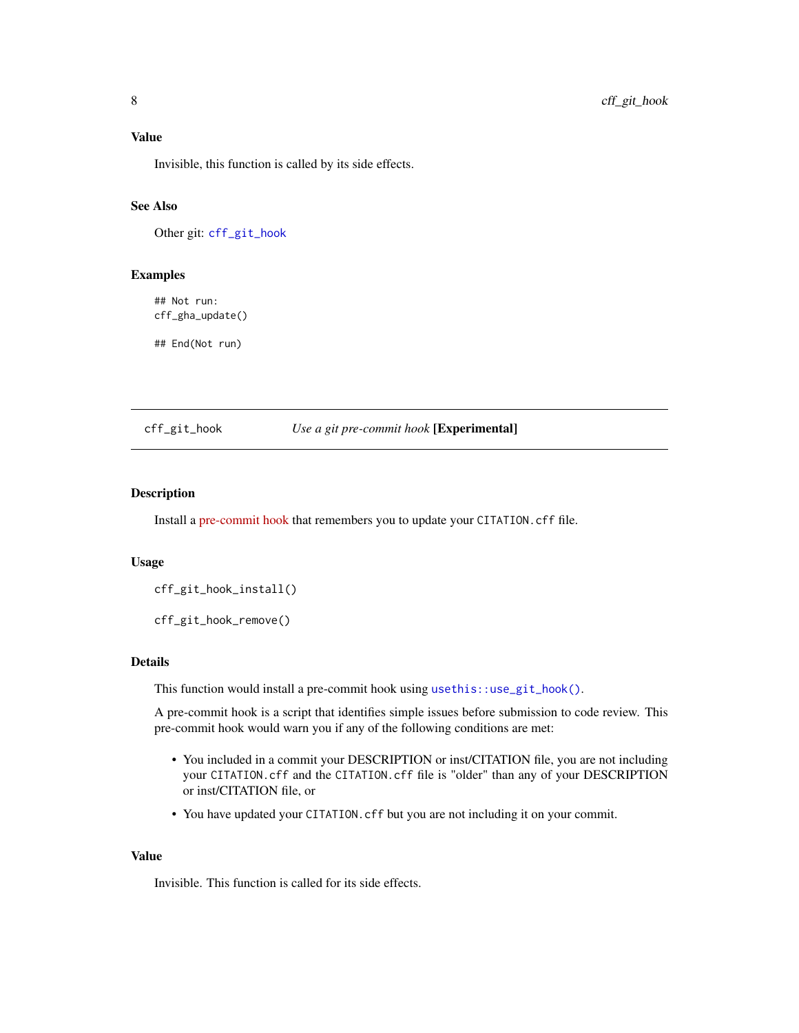### Value

Invisible, this function is called by its side effects.

### See Also

Other git: `cff_git_hook`

### Examples

```
## Not run:
cff_gha_update()

## End(Not run)
```

---

## cff_git_hook — *Use a git pre-commit hook* **[Experimental]**

---

### Description

Install a pre-commit hook that remembers you to update your `CITATION.cff` file.

### Usage

```
cff_git_hook_install()

cff_git_hook_remove()
```

### Details

This function would install a pre-commit hook using `usethis::use_git_hook()`.

A pre-commit hook is a script that identifies simple issues before submission to code review. This pre-commit hook would warn you if any of the following conditions are met:

- You included in a commit your DESCRIPTION or inst/CITATION file, you are not including your `CITATION.cff` and the `CITATION.cff` file is "older" than any of your DESCRIPTION or inst/CITATION file, or
- You have updated your `CITATION.cff` but you are not including it on your commit.

### Value

Invisible. This function is called for its side effects.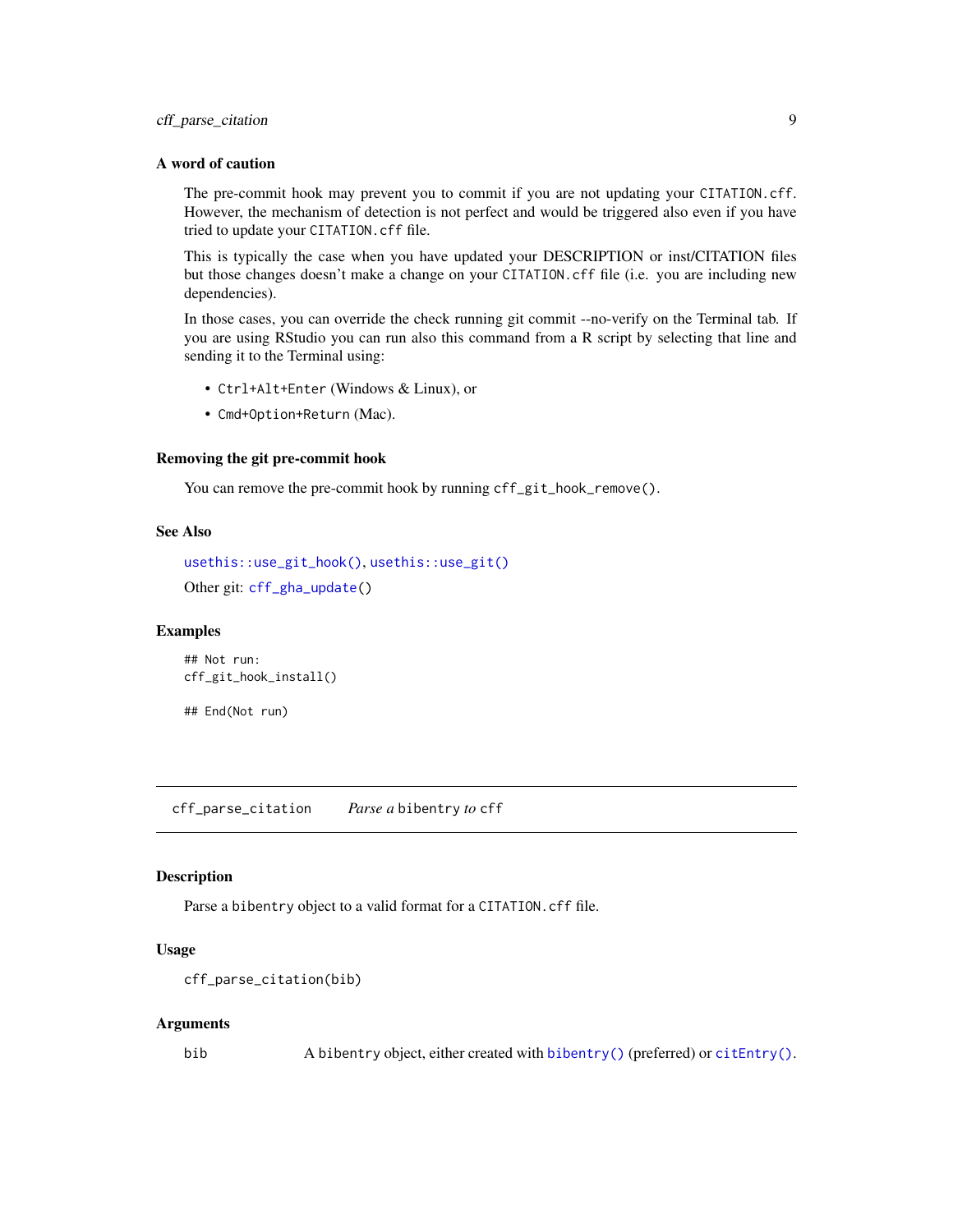### A word of caution

The pre-commit hook may prevent you to commit if you are not updating your `CITATION.cff`. However, the mechanism of detection is not perfect and would be triggered also even if you have tried to update your `CITATION.cff` file.

This is typically the case when you have updated your DESCRIPTION or inst/CITATION files but those changes doesn't make a change on your `CITATION.cff` file (i.e. you are including new dependencies).

In those cases, you can override the check running git commit --no-verify on the Terminal tab. If you are using RStudio you can run also this command from a R script by selecting that line and sending it to the Terminal using:

- `Ctrl+Alt+Enter` (Windows & Linux), or
- `Cmd+Option+Return` (Mac).

### Removing the git pre-commit hook

You can remove the pre-commit hook by running `cff_git_hook_remove()`.

### See Also

`usethis::use_git_hook()`, `usethis::use_git()`

Other git: `cff_gha_update()`

### Examples

```
## Not run:
cff_git_hook_install()

## End(Not run)
```

---

## cff_parse_citation — *Parse a* `bibentry` *to* `cff`

### Description

Parse a `bibentry` object to a valid format for a `CITATION.cff` file.

### Usage

```
cff_parse_citation(bib)
```

### Arguments

| | |
|---|---|
| `bib` | A `bibentry` object, either created with `bibentry()` (preferred) or `citEntry()`. |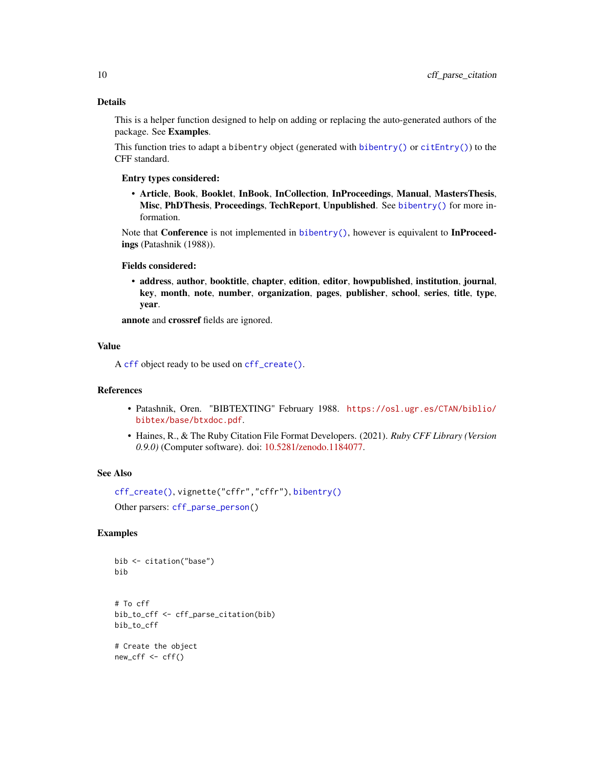## Details

This is a helper function designed to help on adding or replacing the auto-generated authors of the package. See **Examples**.

This function tries to adapt a `bibentry` object (generated with `bibentry()` or `citEntry()`) to the CFF standard.

**Entry types considered:**

- **Article**, **Book**, **Booklet**, **InBook**, **InCollection**, **InProceedings**, **Manual**, **MastersThesis**, **Misc**, **PhDThesis**, **Proceedings**, **TechReport**, **Unpublished**. See `bibentry()` for more information.

Note that **Conference** is not implemented in `bibentry()`, however is equivalent to **InProceedings** (Patashnik (1988)).

**Fields considered:**

- **address**, **author**, **booktitle**, **chapter**, **edition**, **editor**, **howpublished**, **institution**, **journal**, **key**, **month**, **note**, **number**, **organization**, **pages**, **publisher**, **school**, **series**, **title**, **type**, **year**.

**annote** and **crossref** fields are ignored.

## Value

A `cff` object ready to be used on `cff_create()`.

## References

- Patashnik, Oren. "BIBTEXTING" February 1988. https://osl.ugr.es/CTAN/biblio/bibtex/base/btxdoc.pdf.
- Haines, R., & The Ruby Citation File Format Developers. (2021). *Ruby CFF Library (Version 0.9.0)* (Computer software). doi: 10.5281/zenodo.1184077.

## See Also

`cff_create()`, `vignette("cffr","cffr")`, `bibentry()`

Other parsers: `cff_parse_person()`

## Examples

```
bib <- citation("base")
bib


# To cff
bib_to_cff <- cff_parse_citation(bib)
bib_to_cff

# Create the object
new_cff <- cff()
```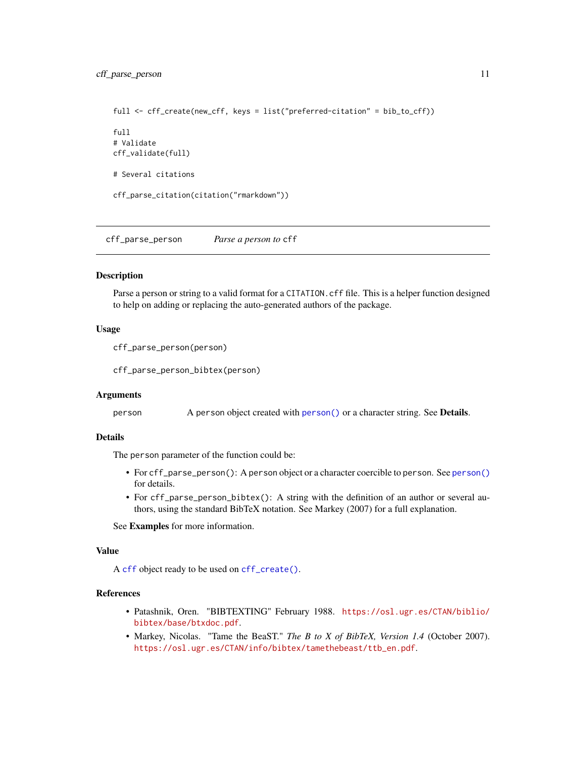```r
full <- cff_create(new_cff, keys = list("preferred-citation" = bib_to_cff))

full
# Validate
cff_validate(full)

# Several citations

cff_parse_citation(citation("rmarkdown"))
```

---

## cff_parse_person — *Parse a person to* `cff`

### Description

Parse a person or string to a valid format for a `CITATION.cff` file. This is a helper function designed to help on adding or replacing the auto-generated authors of the package.

### Usage

```r
cff_parse_person(person)

cff_parse_person_bibtex(person)
```

### Arguments

| | |
|---|---|
| person | A `person` object created with `person()` or a character string. See **Details**. |

### Details

The `person` parameter of the function could be:

- For `cff_parse_person()`: A `person` object or a character coercible to `person`. See `person()` for details.
- For `cff_parse_person_bibtex()`: A string with the definition of an author or several authors, using the standard BibTeX notation. See Markey (2007) for a full explanation.

See **Examples** for more information.

### Value

A `cff` object ready to be used on `cff_create()`.

### References

- Patashnik, Oren. "BIBTEXTING" February 1988. https://osl.ugr.es/CTAN/biblio/bibtex/base/btxdoc.pdf.
- Markey, Nicolas. "Tame the BeaST." *The B to X of BibTeX, Version 1.4* (October 2007). https://osl.ugr.es/CTAN/info/bibtex/tamethebeast/ttb_en.pdf.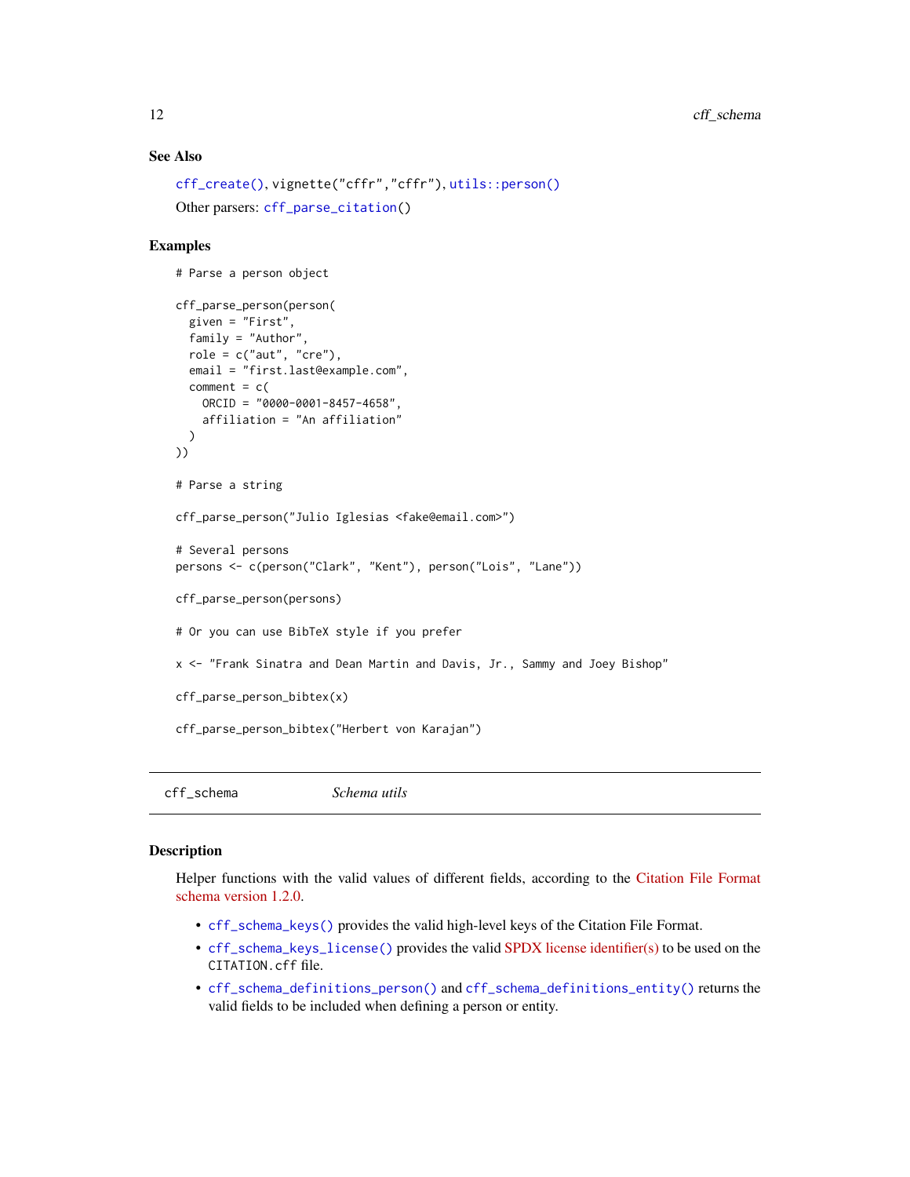### See Also

cff_create(), vignette("cffr","cffr"), utils::person()

Other parsers: cff_parse_citation()

### Examples

```
# Parse a person object

cff_parse_person(person(
  given = "First",
  family = "Author",
  role = c("aut", "cre"),
  email = "first.last@example.com",
  comment = c(
    ORCID = "0000-0001-8457-4658",
    affiliation = "An affiliation"
  )
))

# Parse a string

cff_parse_person("Julio Iglesias <fake@email.com>")

# Several persons
persons <- c(person("Clark", "Kent"), person("Lois", "Lane"))

cff_parse_person(persons)

# Or you can use BibTeX style if you prefer

x <- "Frank Sinatra and Dean Martin and Davis, Jr., Sammy and Joey Bishop"

cff_parse_person_bibtex(x)

cff_parse_person_bibtex("Herbert von Karajan")
```

---

## cff_schema — *Schema utils*

### Description

Helper functions with the valid values of different fields, according to the Citation File Format schema version 1.2.0.

- cff_schema_keys() provides the valid high-level keys of the Citation File Format.
- cff_schema_keys_license() provides the valid SPDX license identifier(s) to be used on the CITATION.cff file.
- cff_schema_definitions_person() and cff_schema_definitions_entity() returns the valid fields to be included when defining a person or entity.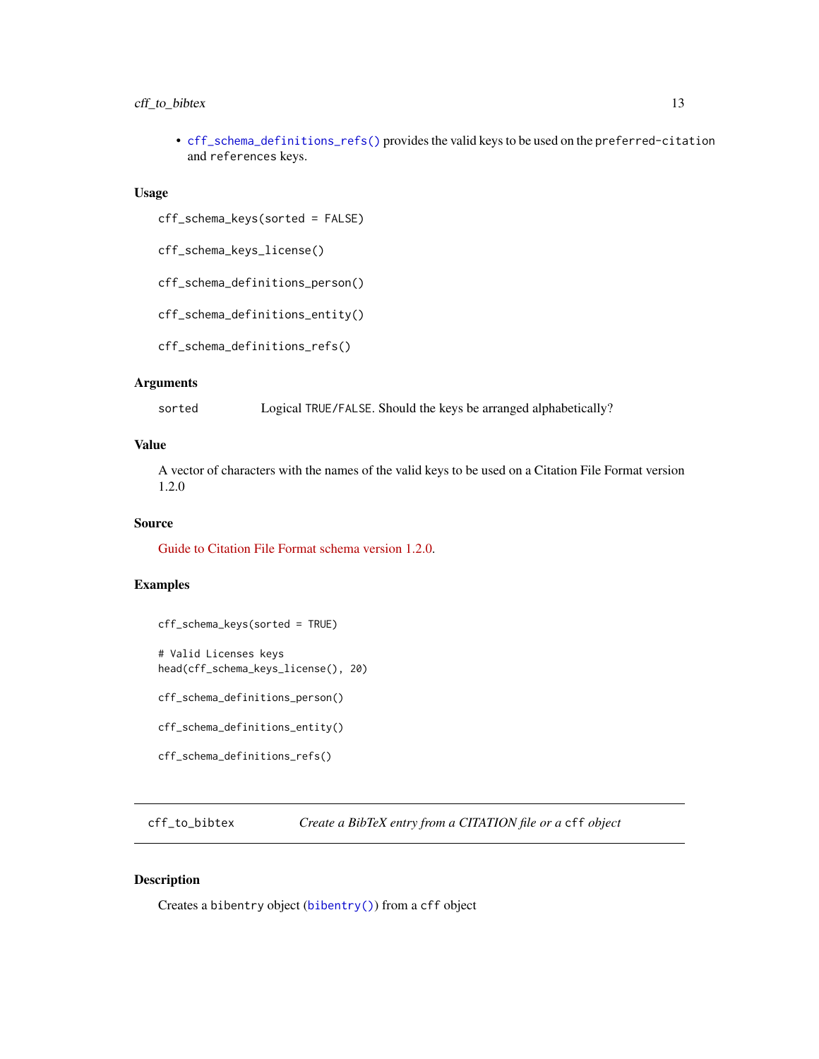- `cff_schema_definitions_refs()` provides the valid keys to be used on the `preferred-citation` and `references` keys.

### Usage

```
cff_schema_keys(sorted = FALSE)

cff_schema_keys_license()

cff_schema_definitions_person()

cff_schema_definitions_entity()

cff_schema_definitions_refs()
```

### Arguments

| | |
|---|---|
| `sorted` | Logical `TRUE`/`FALSE`. Should the keys be arranged alphabetically? |

### Value

A vector of characters with the names of the valid keys to be used on a Citation File Format version 1.2.0

### Source

Guide to Citation File Format schema version 1.2.0.

### Examples

```
cff_schema_keys(sorted = TRUE)

# Valid Licenses keys
head(cff_schema_keys_license(), 20)

cff_schema_definitions_person()

cff_schema_definitions_entity()

cff_schema_definitions_refs()
```

---

## `cff_to_bibtex` — *Create a BibTeX entry from a CITATION file or a `cff` object*

### Description

Creates a `bibentry` object (`bibentry()`) from a `cff` object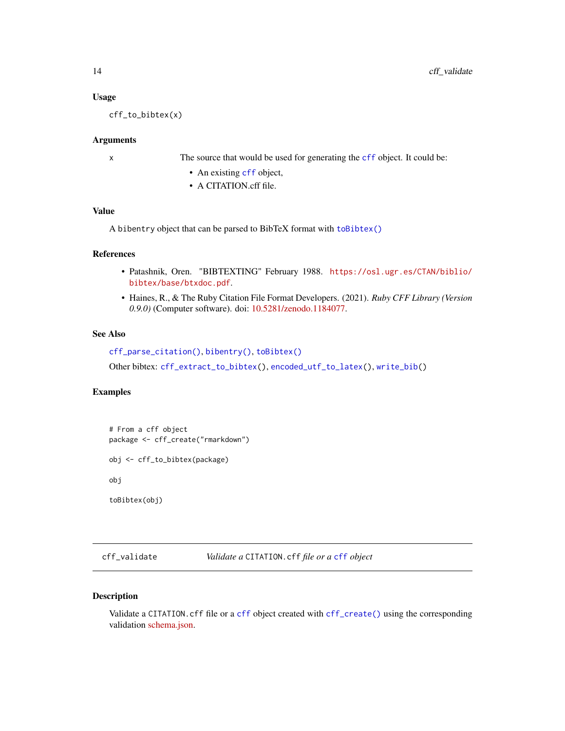### Usage

```
cff_to_bibtex(x)
```

### Arguments

x The source that would be used for generating the cff object. It could be:
- An existing cff object,
- A CITATION.cff file.

### Value

A bibentry object that can be parsed to BibTeX format with toBibtex()

### References

- Patashnik, Oren. "BIBTEXTING" February 1988. https://osl.ugr.es/CTAN/biblio/bibtex/base/btxdoc.pdf.
- Haines, R., & The Ruby Citation File Format Developers. (2021). *Ruby CFF Library (Version 0.9.0)* (Computer software). doi: 10.5281/zenodo.1184077.

### See Also

cff_parse_citation(), bibentry(), toBibtex()

Other bibtex: cff_extract_to_bibtex(), encoded_utf_to_latex(), write_bib()

### Examples

```
# From a cff object
package <- cff_create("rmarkdown")

obj <- cff_to_bibtex(package)

obj

toBibtex(obj)
```

---

## cff_validate *Validate a CITATION.cff file or a cff object*

### Description

Validate a CITATION.cff file or a cff object created with cff_create() using the corresponding validation schema.json.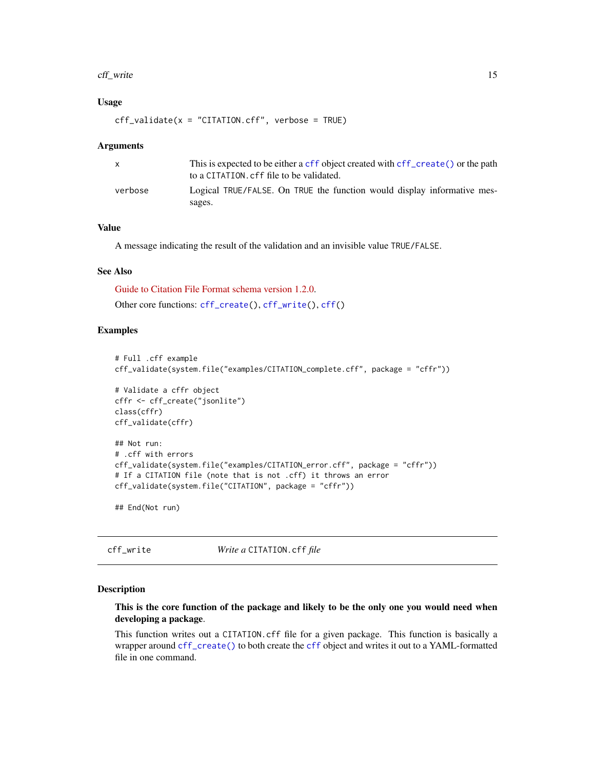### Usage

```
cff_validate(x = "CITATION.cff", verbose = TRUE)
```

### Arguments

| | |
|---|---|
| x | This is expected to be either a `cff` object created with `cff_create()` or the path to a `CITATION.cff` file to be validated. |
| verbose | Logical `TRUE/FALSE`. On `TRUE` the function would display informative messages. |

### Value

A message indicating the result of the validation and an invisible value `TRUE/FALSE`.

### See Also

Guide to Citation File Format schema version 1.2.0.

Other core functions: `cff_create()`, `cff_write()`, `cff()`

### Examples

```
# Full .cff example
cff_validate(system.file("examples/CITATION_complete.cff", package = "cffr"))

# Validate a cffr object
cffr <- cff_create("jsonlite")
class(cffr)
cff_validate(cffr)

## Not run:
# .cff with errors
cff_validate(system.file("examples/CITATION_error.cff", package = "cffr"))
# If a CITATION file (note that is not .cff) it throws an error
cff_validate(system.file("CITATION", package = "cffr"))

## End(Not run)
```

---

## cff_write    *Write a* `CITATION.cff` *file*

### Description

**This is the core function of the package and likely to be the only one you would need when developing a package**.

This function writes out a `CITATION.cff` file for a given package. This function is basically a wrapper around `cff_create()` to both create the `cff` object and writes it out to a YAML-formatted file in one command.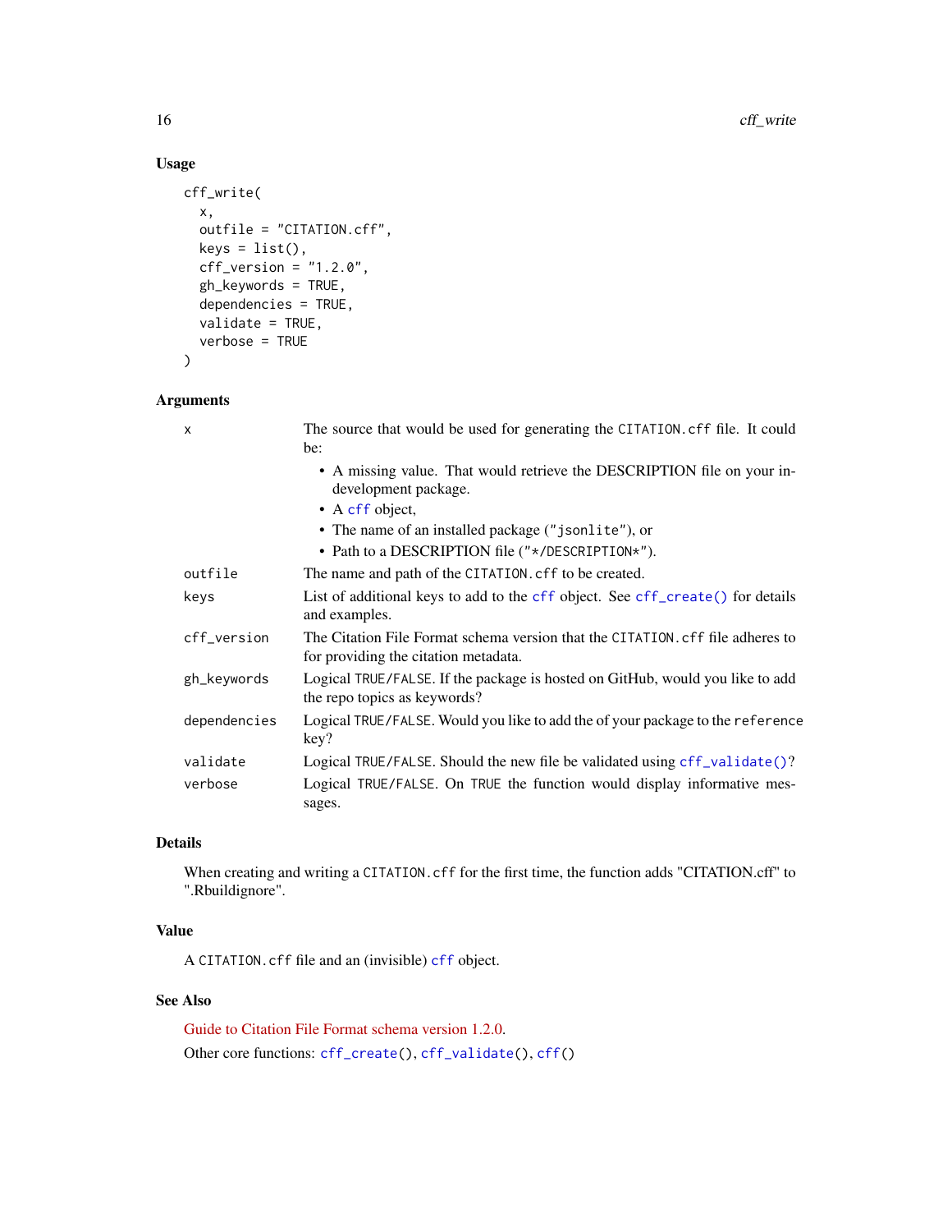## Usage

```
cff_write(
  x,
  outfile = "CITATION.cff",
  keys = list(),
  cff_version = "1.2.0",
  gh_keywords = TRUE,
  dependencies = TRUE,
  validate = TRUE,
  verbose = TRUE
)
```

## Arguments

| | |
|---|---|
| `x` | The source that would be used for generating the `CITATION.cff` file. It could be: <br>• A missing value. That would retrieve the DESCRIPTION file on your in-development package. <br>• A `cff` object, <br>• The name of an installed package (`"jsonlite"`), or <br>• Path to a DESCRIPTION file (`"*/DESCRIPTION*"`). |
| `outfile` | The name and path of the `CITATION.cff` to be created. |
| `keys` | List of additional keys to add to the `cff` object. See `cff_create()` for details and examples. |
| `cff_version` | The Citation File Format schema version that the `CITATION.cff` file adheres to for providing the citation metadata. |
| `gh_keywords` | Logical `TRUE/FALSE`. If the package is hosted on GitHub, would you like to add the repo topics as keywords? |
| `dependencies` | Logical `TRUE/FALSE`. Would you like to add the of your package to the `reference` key? |
| `validate` | Logical `TRUE/FALSE`. Should the new file be validated using `cff_validate()`? |
| `verbose` | Logical `TRUE/FALSE`. On `TRUE` the function would display informative messages. |

## Details

When creating and writing a `CITATION.cff` for the first time, the function adds "CITATION.cff" to ".Rbuildignore".

## Value

A `CITATION.cff` file and an (invisible) `cff` object.

## See Also

Guide to Citation File Format schema version 1.2.0.

Other core functions: `cff_create()`, `cff_validate()`, `cff()`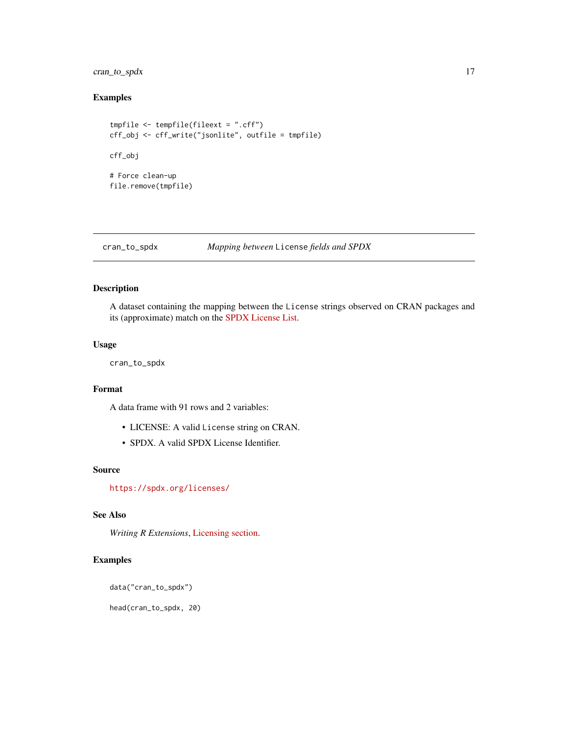## Examples

```
tmpfile <- tempfile(fileext = ".cff")
cff_obj <- cff_write("jsonlite", outfile = tmpfile)

cff_obj

# Force clean-up
file.remove(tmpfile)
```

---

# cran_to_spdx — *Mapping between `License` fields and SPDX*

---

## Description

A dataset containing the mapping between the `License` strings observed on CRAN packages and its (approximate) match on the SPDX License List.

## Usage

```
cran_to_spdx
```

## Format

A data frame with 91 rows and 2 variables:

- LICENSE: A valid `License` string on CRAN.
- SPDX. A valid SPDX License Identifier.

## Source

https://spdx.org/licenses/

## See Also

*Writing R Extensions*, Licensing section.

## Examples

```
data("cran_to_spdx")

head(cran_to_spdx, 20)
```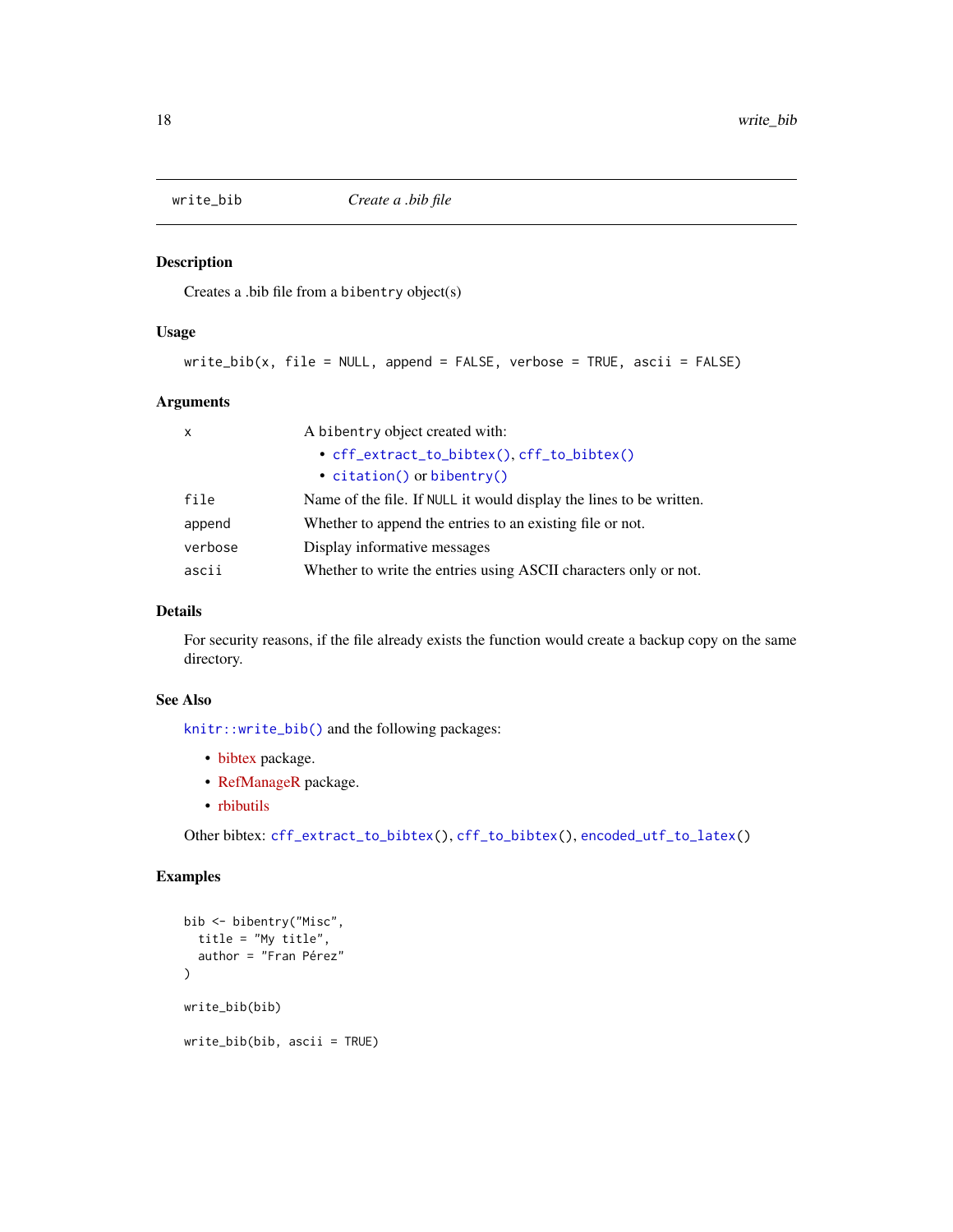# write_bib — *Create a .bib file*

## Description

Creates a .bib file from a `bibentry` object(s)

## Usage

```
write_bib(x, file = NULL, append = FALSE, verbose = TRUE, ascii = FALSE)
```

## Arguments

| | |
|---|---|
| `x` | A `bibentry` object created with:<br>• `cff_extract_to_bibtex()`, `cff_to_bibtex()`<br>• `citation()` or `bibentry()` |
| `file` | Name of the file. If `NULL` it would display the lines to be written. |
| `append` | Whether to append the entries to an existing file or not. |
| `verbose` | Display informative messages |
| `ascii` | Whether to write the entries using ASCII characters only or not. |

## Details

For security reasons, if the file already exists the function would create a backup copy on the same directory.

## See Also

`knitr::write_bib()` and the following packages:

- bibtex package.
- RefManageR package.
- rbibutils

Other bibtex: `cff_extract_to_bibtex()`, `cff_to_bibtex()`, `encoded_utf_to_latex()`

## Examples

```
bib <- bibentry("Misc",
  title = "My title",
  author = "Fran Pérez"
)

write_bib(bib)

write_bib(bib, ascii = TRUE)
```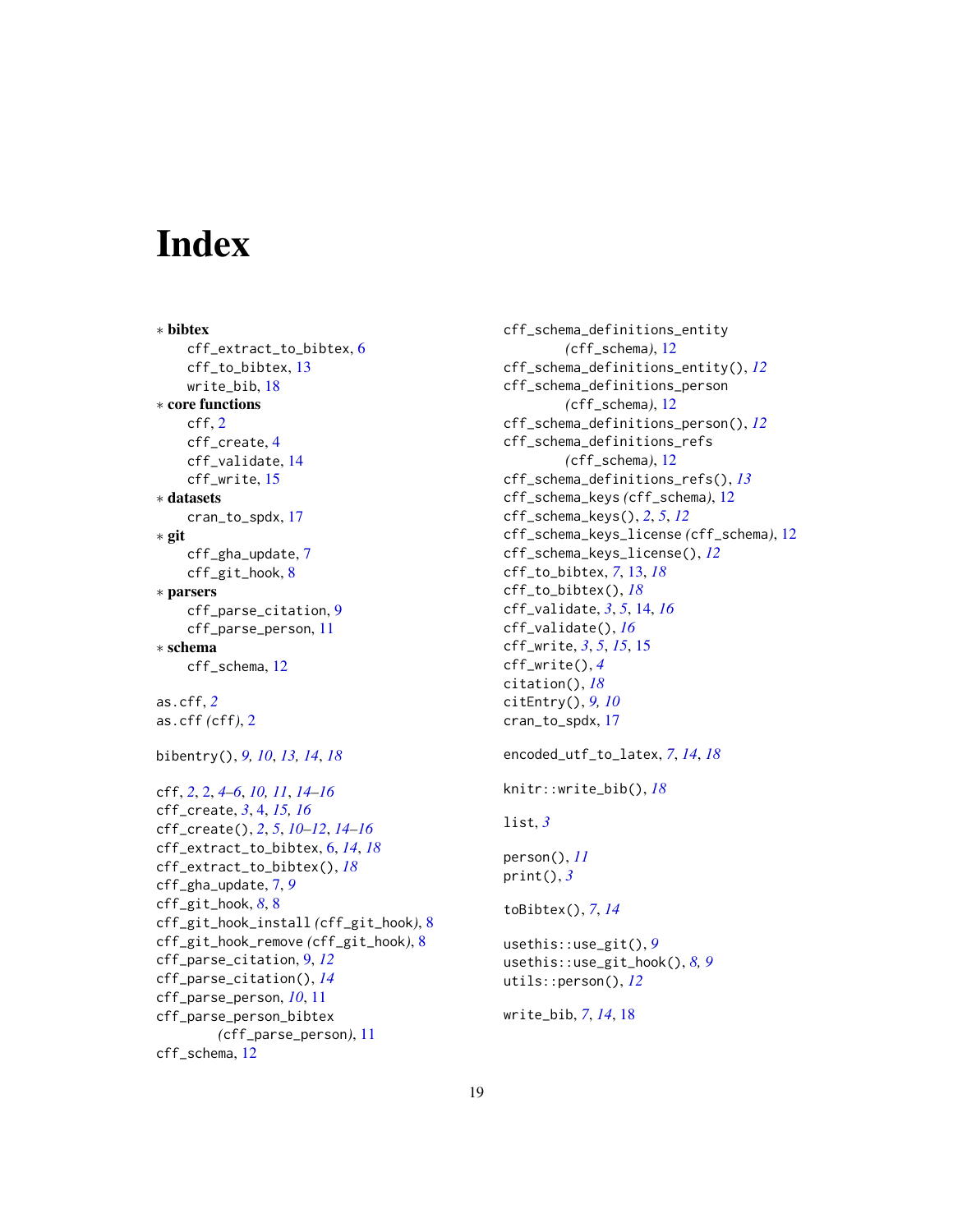# Index

* **bibtex**
  - cff_extract_to_bibtex, 6
  - cff_to_bibtex, 13
  - write_bib, 18
* **core functions**
  - cff, 2
  - cff_create, 4
  - cff_validate, 14
  - cff_write, 15
* **datasets**
  - cran_to_spdx, 17
* **git**
  - cff_gha_update, 7
  - cff_git_hook, 8
* **parsers**
  - cff_parse_citation, 9
  - cff_parse_person, 11
* **schema**
  - cff_schema, 12

as.cff, *2*
as.cff *(cff)*, 2

bibentry(), *9, 10*, *13, 14*, *18*

cff, *2*, 2, *4–6*, *10, 11*, *14–16*
cff_create, *3*, 4, *15, 16*
cff_create(), *2*, *5*, *10–12*, *14–16*
cff_extract_to_bibtex, 6, *14*, *18*
cff_extract_to_bibtex(), *18*
cff_gha_update, 7, *9*
cff_git_hook, *8*, 8
cff_git_hook_install *(cff_git_hook)*, 8
cff_git_hook_remove *(cff_git_hook)*, 8
cff_parse_citation, 9, *12*
cff_parse_citation(), *14*
cff_parse_person, *10*, 11
cff_parse_person_bibtex *(cff_parse_person)*, 11
cff_schema, 12
cff_schema_definitions_entity *(cff_schema)*, 12
cff_schema_definitions_entity(), *12*
cff_schema_definitions_person *(cff_schema)*, 12
cff_schema_definitions_person(), *12*
cff_schema_definitions_refs *(cff_schema)*, 12
cff_schema_definitions_refs(), *13*
cff_schema_keys *(cff_schema)*, 12
cff_schema_keys(), *2*, *5*, *12*
cff_schema_keys_license *(cff_schema)*, 12
cff_schema_keys_license(), *12*
cff_to_bibtex, *7*, 13, *18*
cff_to_bibtex(), *18*
cff_validate, *3*, *5*, 14, *16*
cff_validate(), *16*
cff_write, *3*, *5*, *15*, 15
cff_write(), *4*
citation(), *18*
citEntry(), *9, 10*
cran_to_spdx, 17

encoded_utf_to_latex, *7*, *14*, *18*

knitr::write_bib(), *18*

list, *3*

person(), *11*
print(), *3*

toBibtex(), *7*, *14*

usethis::use_git(), *9*
usethis::use_git_hook(), *8, 9*
utils::person(), *12*

write_bib, *7*, *14*, 18